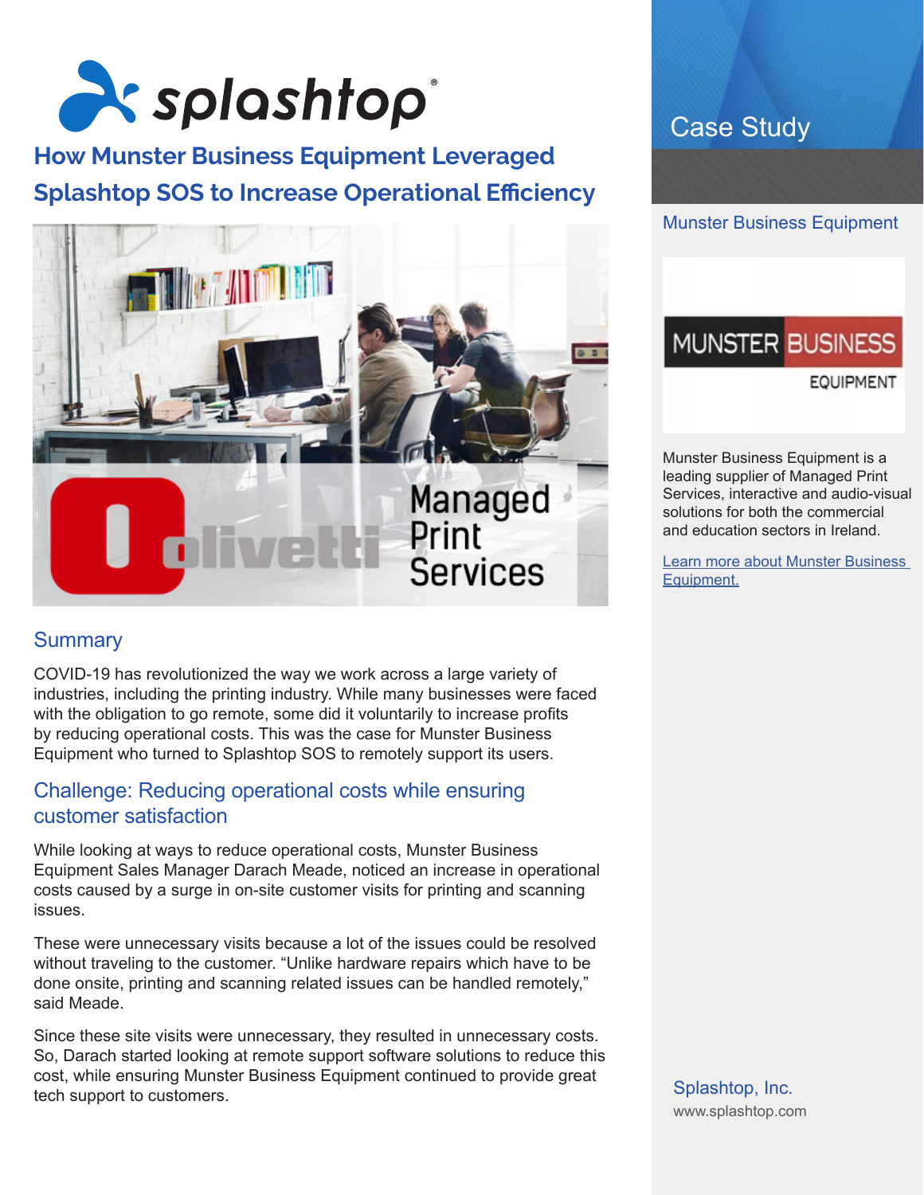# How Munster Business Equipment Leveraged Splashtop SOS to Increase Operational Efficiency

## Summary

COVID-19 has revolutionized the way we work across a large variety of industries, including the printing industry. While many businesses were faced with the obligation to go remote, some did it voluntarily to increase profits by reducing operational costs. This was the case for Munster Business Equipment who turned to Splashtop SOS to remotely support its users.

## Challenge: Reducing operational costs while ensuring customer satisfaction

While looking at ways to reduce operational costs, Munster Business Equipment Sales Manager Darach Meade, noticed an increase in operational costs caused by a surge in on-site customer visits for printing and scanning issues.

These were unnecessary visits because a lot of the issues could be resolved without traveling to the customer. "Unlike hardware repairs which have to be done onsite, printing and scanning related issues can be handled remotely," said Meade.

Since these site visits were unnecessary, they resulted in unnecessary costs. So, Darach started looking at remote support software solutions to reduce this cost, while ensuring Munster Business Equipment continued to provide great tech support to customers.

Case Study

Munster Business Equipment

Munster Business Equipment is a leading supplier of Managed Print Services, interactive and audio-visual solutions for both the commercial and education sectors in Ireland.

Learn more about Munster Business Equipment.

Splashtop, Inc.
www.splashtop.com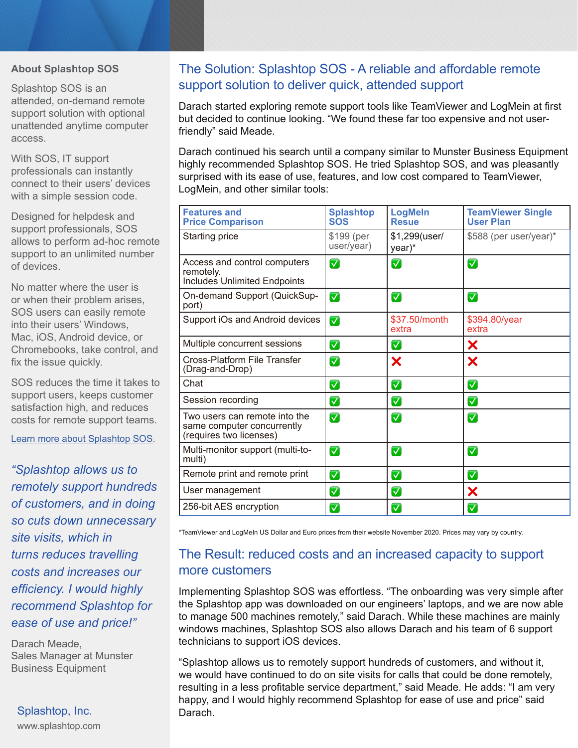## About Splashtop SOS

Splashtop SOS is an attended, on-demand remote support solution with optional unattended anytime computer access.

With SOS, IT support professionals can instantly connect to their users' devices with a simple session code.

Designed for helpdesk and support professionals, SOS allows to perform ad-hoc remote support to an unlimited number of devices.

No matter where the user is or when their problem arises, SOS users can easily remote into their users' Windows, Mac, iOS, Android device, or Chromebooks, take control, and fix the issue quickly.

SOS reduces the time it takes to support users, keeps customer satisfaction high, and reduces costs for remote support teams.

Learn more about Splashtop SOS.

*"Splashtop allows us to remotely support hundreds of customers, and in doing so cuts down unnecessary site visits, which in turns reduces travelling costs and increases our efficiency. I would highly recommend Splashtop for ease of use and price!"*

Darach Meade,
Sales Manager at Munster Business Equipment

Splashtop, Inc.
www.splashtop.com

## The Solution: Splashtop SOS - A reliable and affordable remote support solution to deliver quick, attended support

Darach started exploring remote support tools like TeamViewer and LogMein at first but decided to continue looking. "We found these far too expensive and not user-friendly" said Meade.

Darach continued his search until a company similar to Munster Business Equipment highly recommended Splashtop SOS. He tried Splashtop SOS, and was pleasantly surprised with its ease of use, features, and low cost compared to TeamViewer, LogMein, and other similar tools:

| Features and Price Comparison | Splashtop SOS | LogMeIn Resue | TeamViewer Single User Plan |
|---|---|---|---|
| Starting price | $199 (per user/year) | $1,299(user/year)* | $588 (per user/year)* |
| Access and control computers remotely. Includes Unlimited Endpoints | ✅ | ✅ | ✅ |
| On-demand Support (QuickSupport) | ✅ | ✅ | ✅ |
| Support iOs and Android devices | ✅ | $37.50/month extra | $394.80/year extra |
| Multiple concurrent sessions | ✅ | ✅ | ❌ |
| Cross-Platform File Transfer (Drag-and-Drop) | ✅ | ❌ | ❌ |
| Chat | ✅ | ✅ | ✅ |
| Session recording | ✅ | ✅ | ✅ |
| Two users can remote into the same computer concurrently (requires two licenses) | ✅ | ✅ | ✅ |
| Multi-monitor support (multi-to-multi) | ✅ | ✅ | ✅ |
| Remote print and remote print | ✅ | ✅ | ✅ |
| User management | ✅ | ✅ | ❌ |
| 256-bit AES encryption | ✅ | ✅ | ✅ |

*TeamViewer and LogMeIn US Dollar and Euro prices from their website November 2020. Prices may vary by country.

## The Result: reduced costs and an increased capacity to support more customers

Implementing Splashtop SOS was effortless. "The onboarding was very simple after the Splashtop app was downloaded on our engineers' laptops, and we are now able to manage 500 machines remotely," said Darach. While these machines are mainly windows machines, Splashtop SOS also allows Darach and his team of 6 support technicians to support iOS devices.

"Splashtop allows us to remotely support hundreds of customers, and without it, we would have continued to do on site visits for calls that could be done remotely, resulting in a less profitable service department," said Meade. He adds: "I am very happy, and I would highly recommend Splashtop for ease of use and price" said Darach.